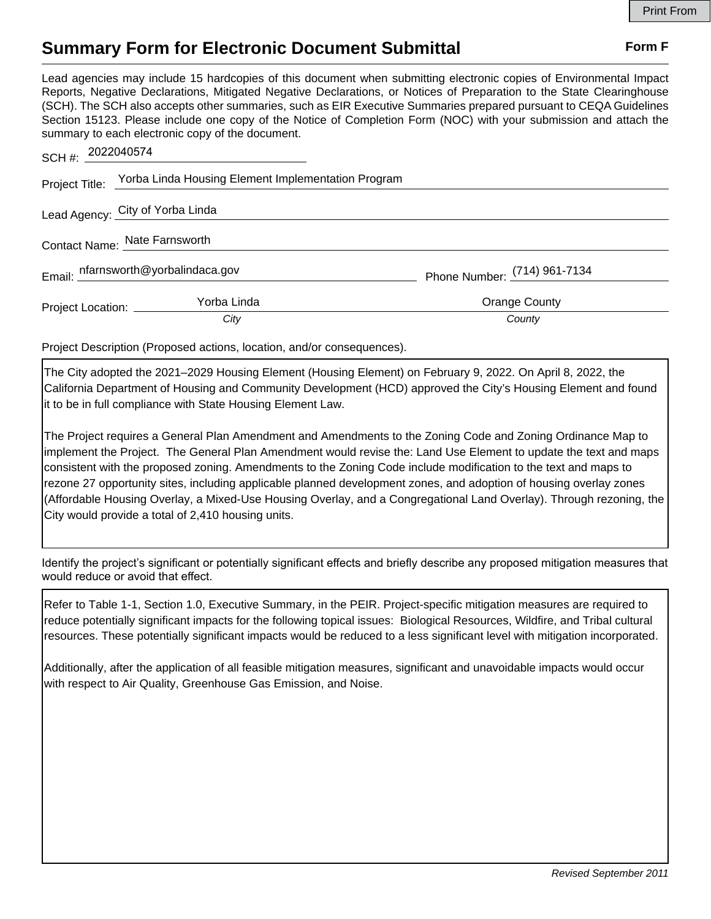# Summary Form for Electronic Document Submittal

**Form F**

Lead agencies may include 15 hardcopies of this document when submitting electronic copies of Environmental Impact Reports, Negative Declarations, Mitigated Negative Declarations, or Notices of Preparation to the State Clearinghouse (SCH). The SCH also accepts other summaries, such as EIR Executive Summaries prepared pursuant to CEQA Guidelines Section 15123. Please include one copy of the Notice of Completion Form (NOC) with your submission and attach the summary to each electronic copy of the document.

SCH #: 2022040574

Project Title: Yorba Linda Housing Element Implementation Program

Lead Agency: City of Yorba Linda

Contact Name: Nate Farnsworth

Email: nfarnsworth@yorbalindaca.gov Phone Number: (714) 961-7134

Project Location: Yorba Linda (*City*) Orange County (*County*)

Project Description (Proposed actions, location, and/or consequences).

The City adopted the 2021–2029 Housing Element (Housing Element) on February 9, 2022. On April 8, 2022, the California Department of Housing and Community Development (HCD) approved the City's Housing Element and found it to be in full compliance with State Housing Element Law.

The Project requires a General Plan Amendment and Amendments to the Zoning Code and Zoning Ordinance Map to implement the Project. The General Plan Amendment would revise the: Land Use Element to update the text and maps consistent with the proposed zoning. Amendments to the Zoning Code include modification to the text and maps to rezone 27 opportunity sites, including applicable planned development zones, and adoption of housing overlay zones (Affordable Housing Overlay, a Mixed-Use Housing Overlay, and a Congregational Land Overlay). Through rezoning, the City would provide a total of 2,410 housing units.

Identify the project's significant or potentially significant effects and briefly describe any proposed mitigation measures that would reduce or avoid that effect.

Refer to Table 1-1, Section 1.0, Executive Summary, in the PEIR. Project-specific mitigation measures are required to reduce potentially significant impacts for the following topical issues: Biological Resources, Wildfire, and Tribal cultural resources. These potentially significant impacts would be reduced to a less significant level with mitigation incorporated.

Additionally, after the application of all feasible mitigation measures, significant and unavoidable impacts would occur with respect to Air Quality, Greenhouse Gas Emission, and Noise.

*Revised September 2011*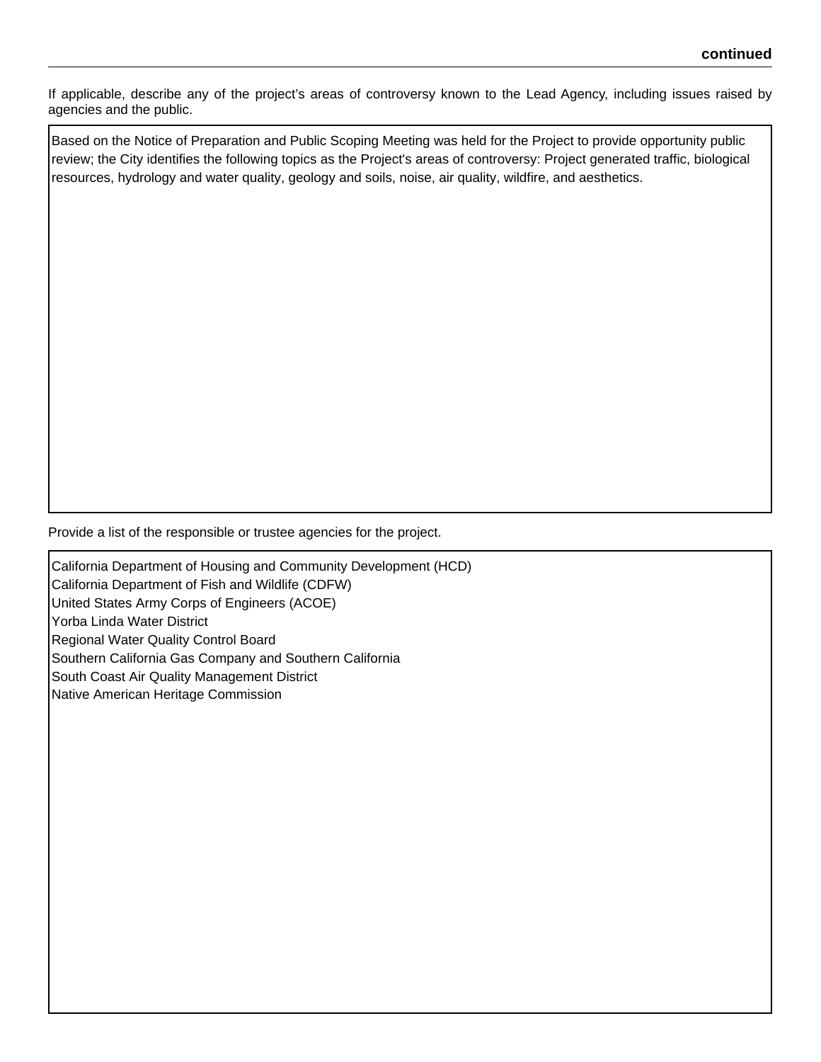**continued**

If applicable, describe any of the project's areas of controversy known to the Lead Agency, including issues raised by agencies and the public.

Based on the Notice of Preparation and Public Scoping Meeting was held for the Project to provide opportunity public review; the City identifies the following topics as the Project's areas of controversy: Project generated traffic, biological resources, hydrology and water quality, geology and soils, noise, air quality, wildfire, and aesthetics.

Provide a list of the responsible or trustee agencies for the project.

California Department of Housing and Community Development (HCD)
California Department of Fish and Wildlife (CDFW)
United States Army Corps of Engineers (ACOE)
Yorba Linda Water District
Regional Water Quality Control Board
Southern California Gas Company and Southern California
South Coast Air Quality Management District
Native American Heritage Commission